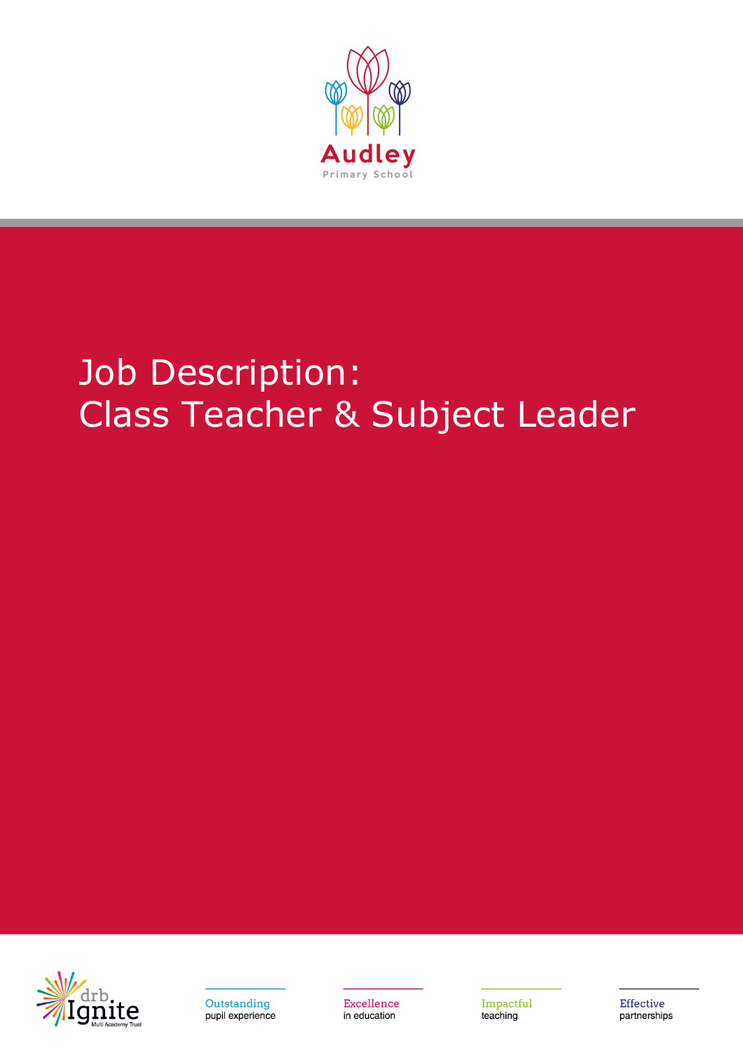Audley

Primary School

# Job Description:
# Class Teacher & Subject Leader

drb Ignite Multi Academy Trust

Outstanding pupil experience

Excellence in education

Impactful teaching

Effective partnerships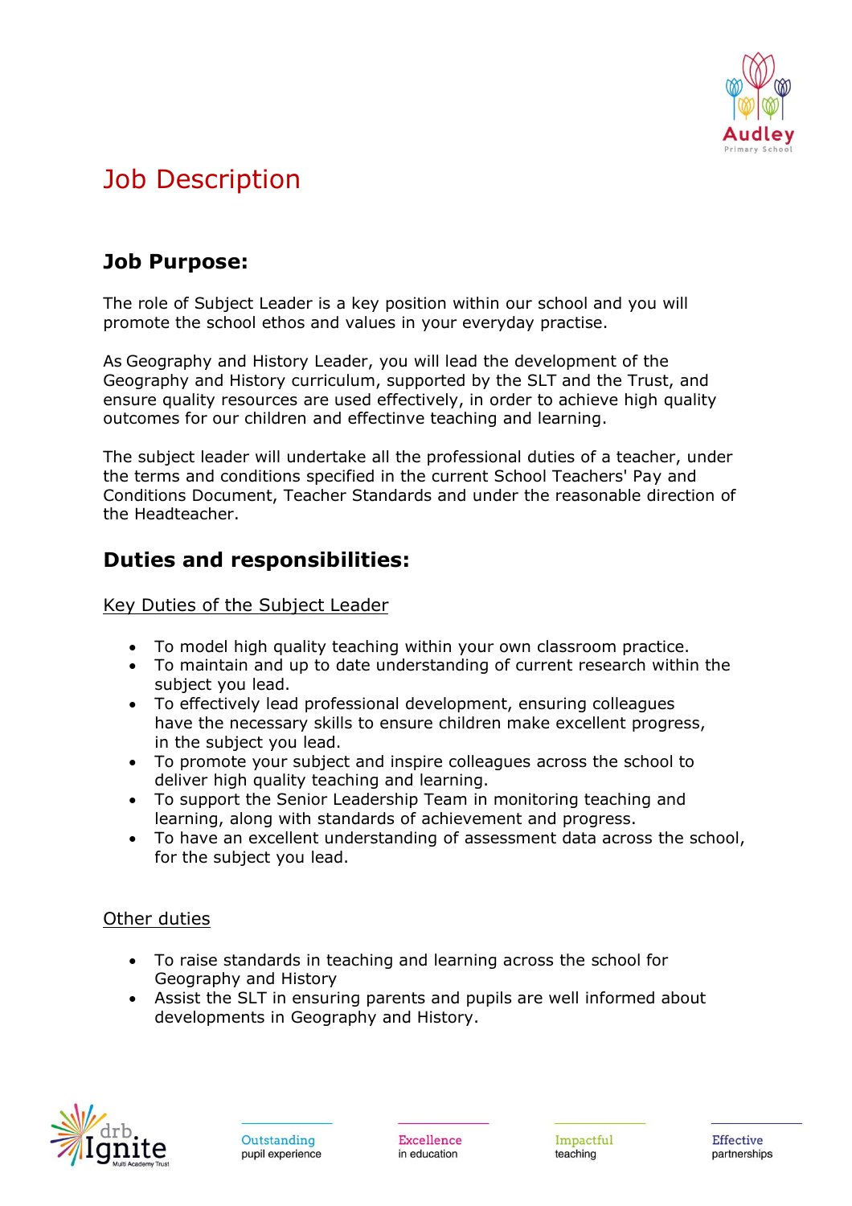# Job Description

## Job Purpose:

The role of Subject Leader is a key position within our school and you will promote the school ethos and values in your everyday practise.

As Geography and History Leader, you will lead the development of the Geography and History curriculum, supported by the SLT and the Trust, and ensure quality resources are used effectively, in order to achieve high quality outcomes for our children and effectinve teaching and learning.

The subject leader will undertake all the professional duties of a teacher, under the terms and conditions specified in the current School Teachers' Pay and Conditions Document, Teacher Standards and under the reasonable direction of the Headteacher.

## Duties and responsibilities:

Key Duties of the Subject Leader

- To model high quality teaching within your own classroom practice.
- To maintain and up to date understanding of current research within the subject you lead.
- To effectively lead professional development, ensuring colleagues have the necessary skills to ensure children make excellent progress, in the subject you lead.
- To promote your subject and inspire colleagues across the school to deliver high quality teaching and learning.
- To support the Senior Leadership Team in monitoring teaching and learning, along with standards of achievement and progress.
- To have an excellent understanding of assessment data across the school, for the subject you lead.

Other duties

- To raise standards in teaching and learning across the school for Geography and History
- Assist the SLT in ensuring parents and pupils are well informed about developments in Geography and History.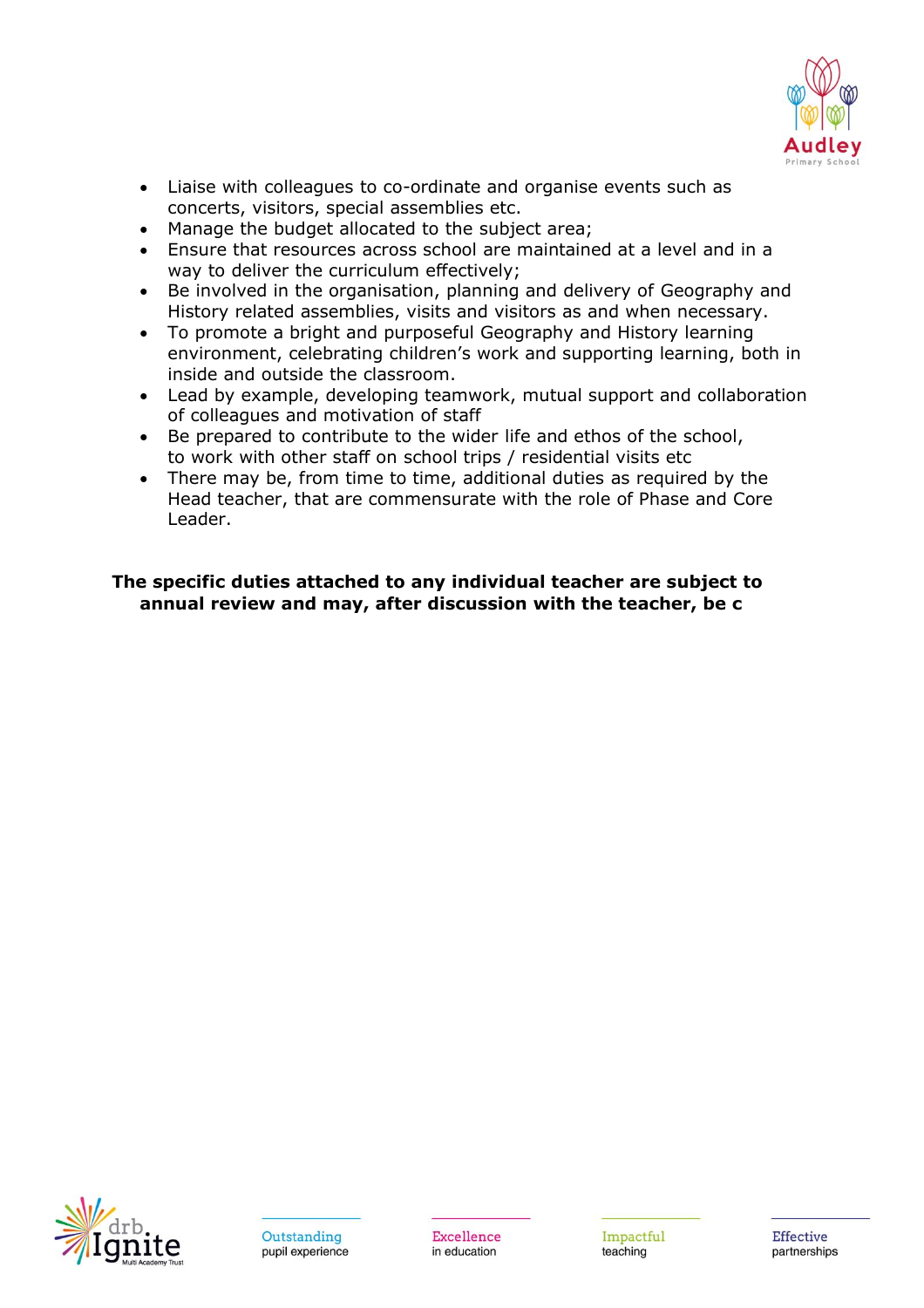- Liaise with colleagues to co-ordinate and organise events such as concerts, visitors, special assemblies etc.
- Manage the budget allocated to the subject area;
- Ensure that resources across school are maintained at a level and in a way to deliver the curriculum effectively;
- Be involved in the organisation, planning and delivery of Geography and History related assemblies, visits and visitors as and when necessary.
- To promote a bright and purposeful Geography and History learning environment, celebrating children's work and supporting learning, both in inside and outside the classroom.
- Lead by example, developing teamwork, mutual support and collaboration of colleagues and motivation of staff
- Be prepared to contribute to the wider life and ethos of the school, to work with other staff on school trips / residential visits etc
- There may be, from time to time, additional duties as required by the Head teacher, that are commensurate with the role of Phase and Core Leader.

**The specific duties attached to any individual teacher are subject to annual review and may, after discussion with the teacher, be c**